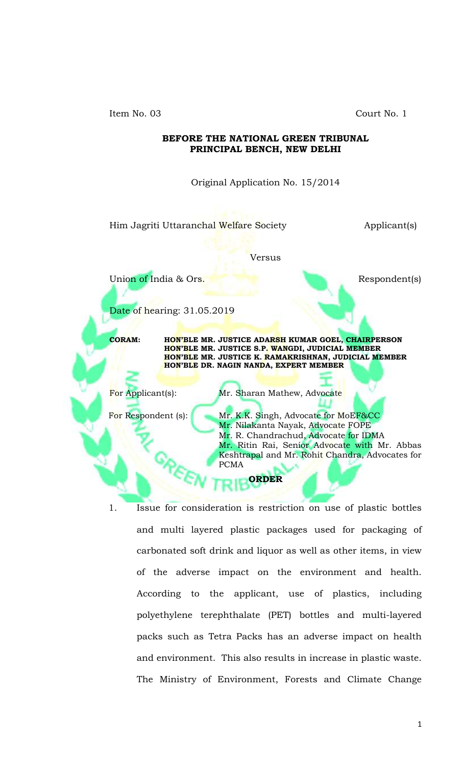Item No. 03 Court No. 1

**BEFORE THE NATIONAL GREEN TRIBUNAL**
**PRINCIPAL BENCH, NEW DELHI**

Original Application No. 15/2014

Him Jagriti Uttaranchal Welfare Society Applicant(s)

Versus

Union of India & Ors. Respondent(s)

Date of hearing: 31.05.2019

**CORAM: HON'BLE MR. JUSTICE ADARSH KUMAR GOEL, CHAIRPERSON**
**HON'BLE MR. JUSTICE S.P. WANGDI, JUDICIAL MEMBER**
**HON'BLE MR. JUSTICE K. RAMAKRISHNAN, JUDICIAL MEMBER**
**HON'BLE DR. NAGIN NANDA, EXPERT MEMBER**

For Applicant(s): Mr. Sharan Mathew, Advocate

For Respondent (s): Mr. K.K. Singh, Advocate for MoEF&CC
Mr. Nilakanta Nayak, Advocate FOPE
Mr. R. Chandrachud, Advocate for IDMA
Mr. Ritin Rai, Senior Advocate with Mr. Abbas Keshtrapal and Mr. Rohit Chandra, Advocates for PCMA

**ORDER**

1. Issue for consideration is restriction on use of plastic bottles and multi layered plastic packages used for packaging of carbonated soft drink and liquor as well as other items, in view of the adverse impact on the environment and health. According to the applicant, use of plastics, including polyethylene terephthalate (PET) bottles and multi-layered packs such as Tetra Packs has an adverse impact on health and environment. This also results in increase in plastic waste. The Ministry of Environment, Forests and Climate Change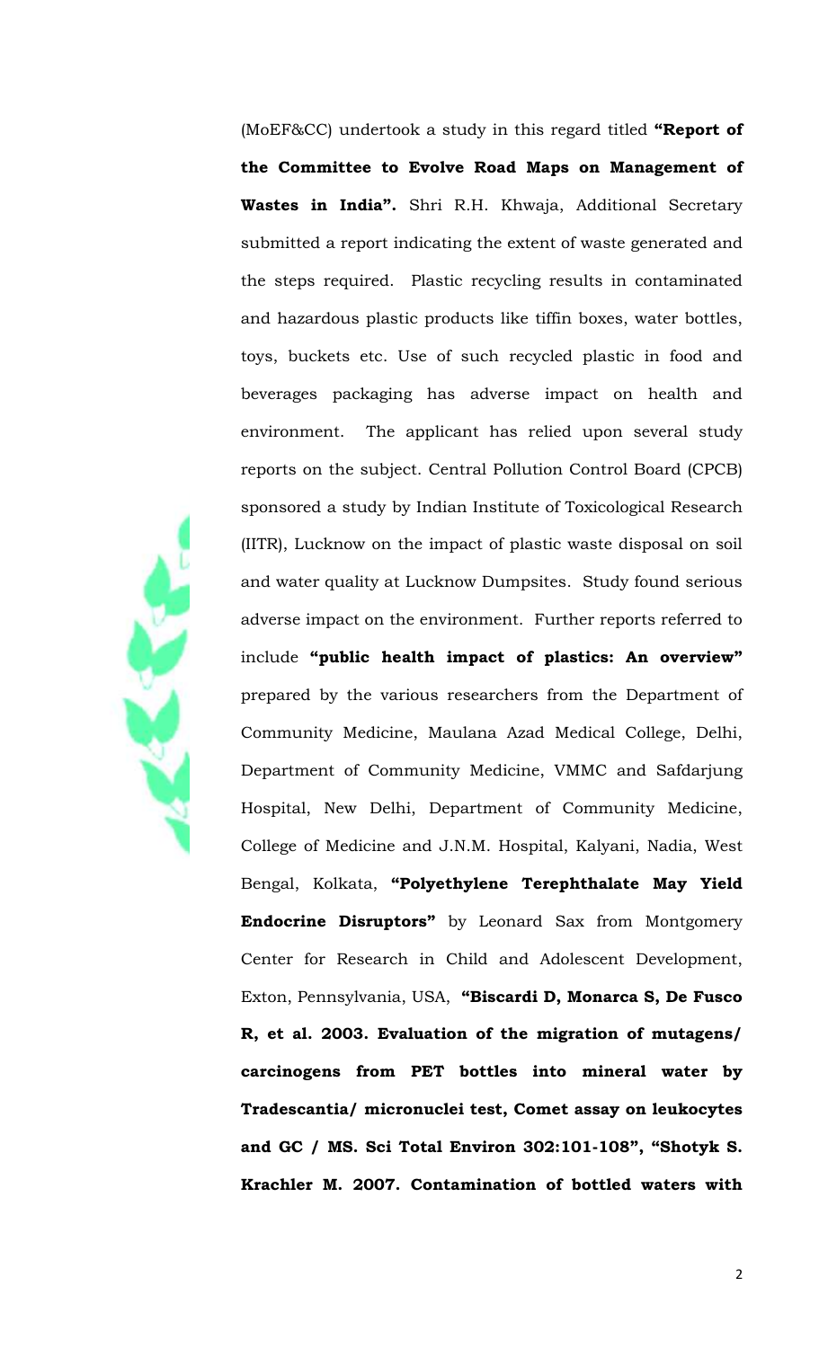(MoEF&CC) undertook a study in this regard titled **"Report of the Committee to Evolve Road Maps on Management of Wastes in India".** Shri R.H. Khwaja, Additional Secretary submitted a report indicating the extent of waste generated and the steps required. Plastic recycling results in contaminated and hazardous plastic products like tiffin boxes, water bottles, toys, buckets etc. Use of such recycled plastic in food and beverages packaging has adverse impact on health and environment. The applicant has relied upon several study reports on the subject. Central Pollution Control Board (CPCB) sponsored a study by Indian Institute of Toxicological Research (IITR), Lucknow on the impact of plastic waste disposal on soil and water quality at Lucknow Dumpsites. Study found serious adverse impact on the environment. Further reports referred to include **"public health impact of plastics: An overview"** prepared by the various researchers from the Department of Community Medicine, Maulana Azad Medical College, Delhi, Department of Community Medicine, VMMC and Safdarjung Hospital, New Delhi, Department of Community Medicine, College of Medicine and J.N.M. Hospital, Kalyani, Nadia, West Bengal, Kolkata, **"Polyethylene Terephthalate May Yield Endocrine Disruptors"** by Leonard Sax from Montgomery Center for Research in Child and Adolescent Development, Exton, Pennsylvania, USA, **"Biscardi D, Monarca S, De Fusco R, et al. 2003. Evaluation of the migration of mutagens/ carcinogens from PET bottles into mineral water by Tradescantia/ micronuclei test, Comet assay on leukocytes and GC / MS. Sci Total Environ 302:101-108", "Shotyk S. Krachler M. 2007. Contamination of bottled waters with**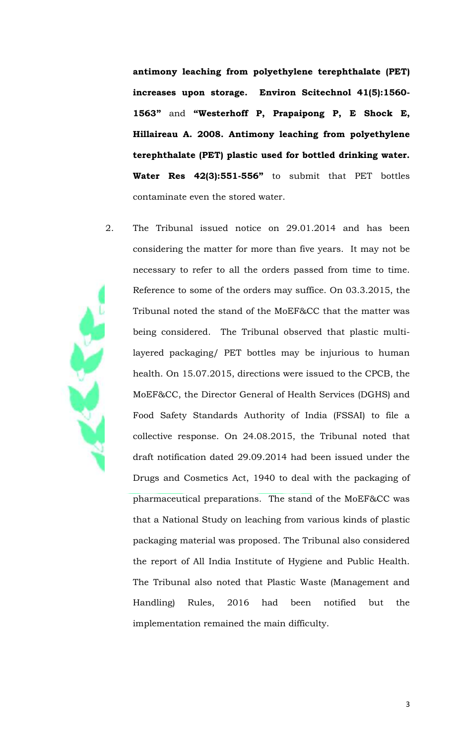**antimony leaching from polyethylene terephthalate (PET) increases upon storage. Environ Scitechnol 41(5):1560-1563"** and **"Westerhoff P, Prapaipong P, E Shock E, Hillaireau A. 2008. Antimony leaching from polyethylene terephthalate (PET) plastic used for bottled drinking water. Water Res 42(3):551-556"** to submit that PET bottles contaminate even the stored water.

2. The Tribunal issued notice on 29.01.2014 and has been considering the matter for more than five years. It may not be necessary to refer to all the orders passed from time to time. Reference to some of the orders may suffice. On 03.3.2015, the Tribunal noted the stand of the MoEF&CC that the matter was being considered. The Tribunal observed that plastic multi-layered packaging/ PET bottles may be injurious to human health. On 15.07.2015, directions were issued to the CPCB, the MoEF&CC, the Director General of Health Services (DGHS) and Food Safety Standards Authority of India (FSSAI) to file a collective response. On 24.08.2015, the Tribunal noted that draft notification dated 29.09.2014 had been issued under the Drugs and Cosmetics Act, 1940 to deal with the packaging of pharmaceutical preparations. The stand of the MoEF&CC was that a National Study on leaching from various kinds of plastic packaging material was proposed. The Tribunal also considered the report of All India Institute of Hygiene and Public Health. The Tribunal also noted that Plastic Waste (Management and Handling) Rules, 2016 had been notified but the implementation remained the main difficulty.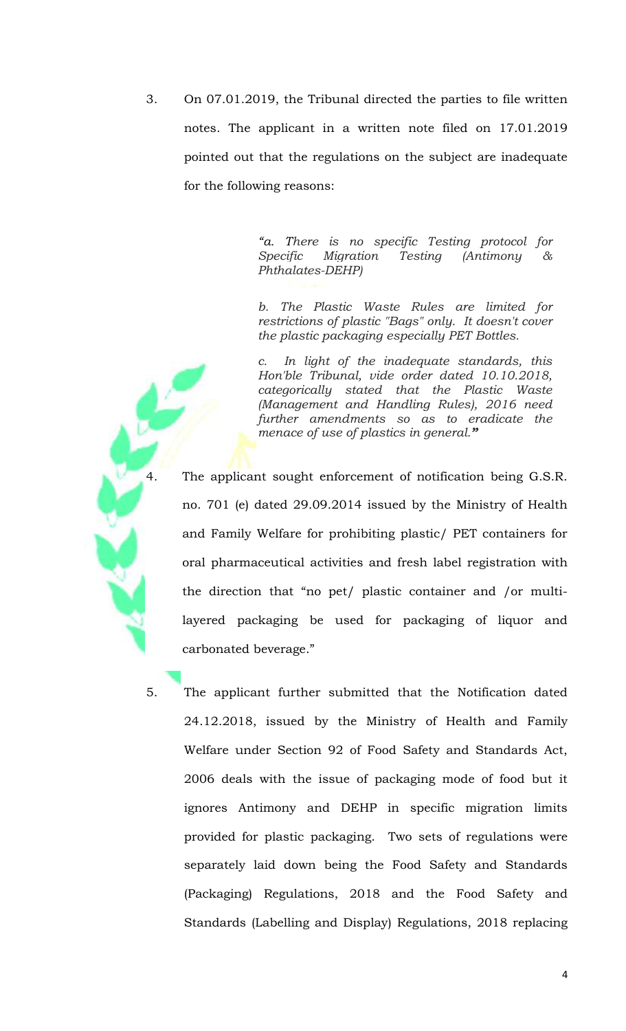3. On 07.01.2019, the Tribunal directed the parties to file written notes. The applicant in a written note filed on 17.01.2019 pointed out that the regulations on the subject are inadequate for the following reasons:

> *"a. There is no specific Testing protocol for Specific Migration Testing (Antimony & Phthalates-DEHP)*
>
> *b. The Plastic Waste Rules are limited for restrictions of plastic "Bags" only. It doesn't cover the plastic packaging especially PET Bottles.*
>
> *c. In light of the inadequate standards, this Hon'ble Tribunal, vide order dated 10.10.2018, categorically stated that the Plastic Waste (Management and Handling Rules), 2016 need further amendments so as to eradicate the menace of use of plastics in general."*

4. The applicant sought enforcement of notification being G.S.R. no. 701 (e) dated 29.09.2014 issued by the Ministry of Health and Family Welfare for prohibiting plastic/ PET containers for oral pharmaceutical activities and fresh label registration with the direction that "no pet/ plastic container and /or multi-layered packaging be used for packaging of liquor and carbonated beverage."

5. The applicant further submitted that the Notification dated 24.12.2018, issued by the Ministry of Health and Family Welfare under Section 92 of Food Safety and Standards Act, 2006 deals with the issue of packaging mode of food but it ignores Antimony and DEHP in specific migration limits provided for plastic packaging. Two sets of regulations were separately laid down being the Food Safety and Standards (Packaging) Regulations, 2018 and the Food Safety and Standards (Labelling and Display) Regulations, 2018 replacing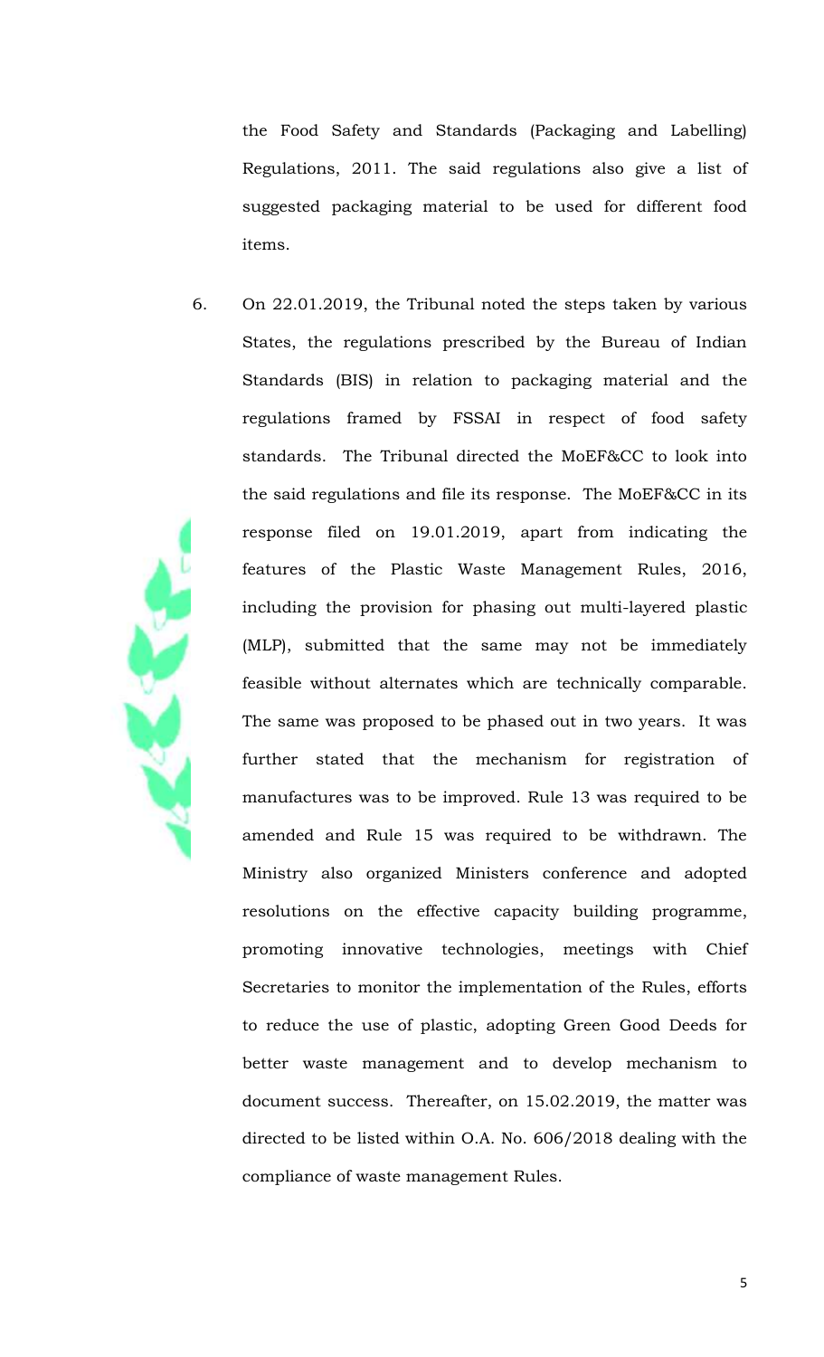the Food Safety and Standards (Packaging and Labelling) Regulations, 2011. The said regulations also give a list of suggested packaging material to be used for different food items.

6. On 22.01.2019, the Tribunal noted the steps taken by various States, the regulations prescribed by the Bureau of Indian Standards (BIS) in relation to packaging material and the regulations framed by FSSAI in respect of food safety standards. The Tribunal directed the MoEF&CC to look into the said regulations and file its response. The MoEF&CC in its response filed on 19.01.2019, apart from indicating the features of the Plastic Waste Management Rules, 2016, including the provision for phasing out multi-layered plastic (MLP), submitted that the same may not be immediately feasible without alternates which are technically comparable. The same was proposed to be phased out in two years. It was further stated that the mechanism for registration of manufactures was to be improved. Rule 13 was required to be amended and Rule 15 was required to be withdrawn. The Ministry also organized Ministers conference and adopted resolutions on the effective capacity building programme, promoting innovative technologies, meetings with Chief Secretaries to monitor the implementation of the Rules, efforts to reduce the use of plastic, adopting Green Good Deeds for better waste management and to develop mechanism to document success. Thereafter, on 15.02.2019, the matter was directed to be listed within O.A. No. 606/2018 dealing with the compliance of waste management Rules.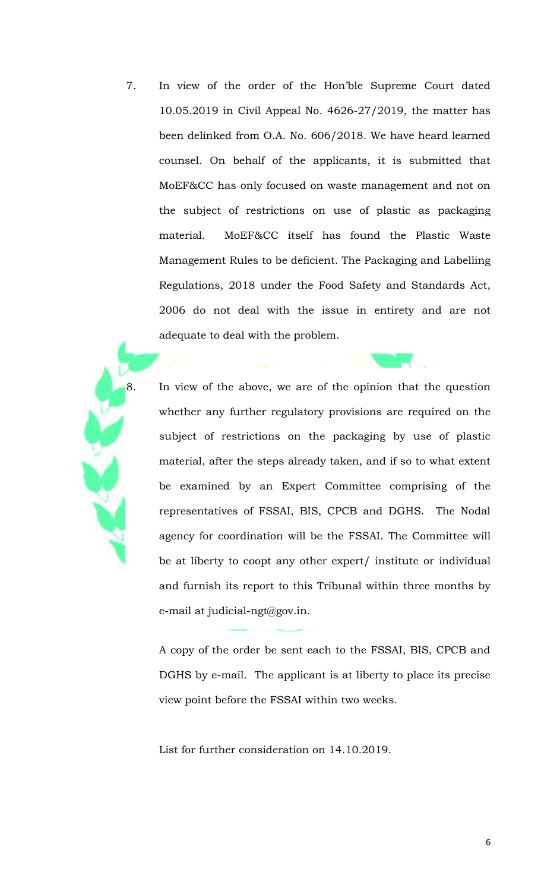7. In view of the order of the Hon'ble Supreme Court dated 10.05.2019 in Civil Appeal No. 4626-27/2019, the matter has been delinked from O.A. No. 606/2018. We have heard learned counsel. On behalf of the applicants, it is submitted that MoEF&CC has only focused on waste management and not on the subject of restrictions on use of plastic as packaging material. MoEF&CC itself has found the Plastic Waste Management Rules to be deficient. The Packaging and Labelling Regulations, 2018 under the Food Safety and Standards Act, 2006 do not deal with the issue in entirety and are not adequate to deal with the problem.

8. In view of the above, we are of the opinion that the question whether any further regulatory provisions are required on the subject of restrictions on the packaging by use of plastic material, after the steps already taken, and if so to what extent be examined by an Expert Committee comprising of the representatives of FSSAI, BIS, CPCB and DGHS. The Nodal agency for coordination will be the FSSAI. The Committee will be at liberty to coopt any other expert/ institute or individual and furnish its report to this Tribunal within three months by e-mail at judicial-ngt@gov.in.

A copy of the order be sent each to the FSSAI, BIS, CPCB and DGHS by e-mail. The applicant is at liberty to place its precise view point before the FSSAI within two weeks.

List for further consideration on 14.10.2019.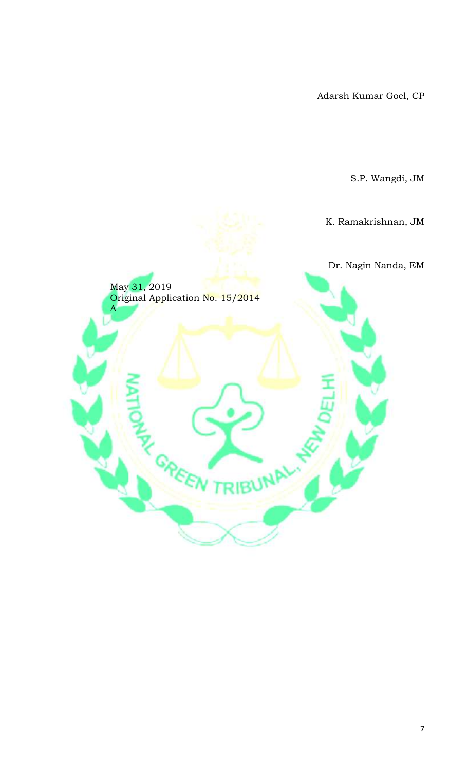Adarsh Kumar Goel, CP

S.P. Wangdi, JM

K. Ramakrishnan, JM

Dr. Nagin Nanda, EM

May 31, 2019
Original Application No. 15/2014
A